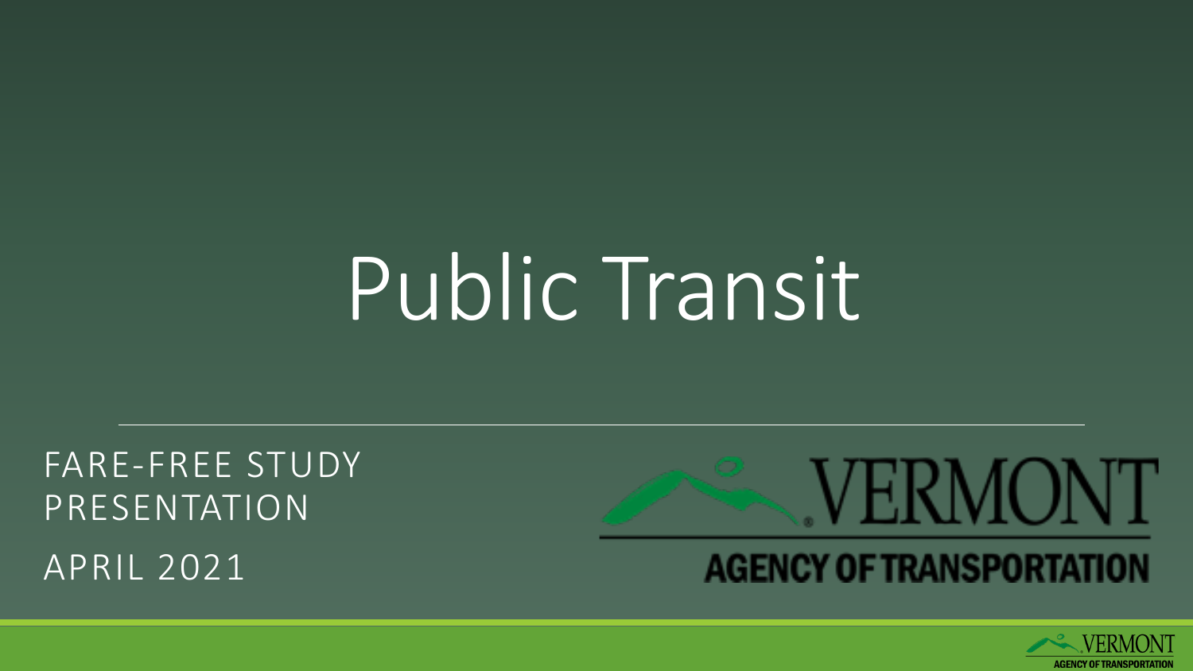# Public Transit

FARE-FREE STUDY PRESENTATION

APRIL 2021

VERMONT AGENCY OF TRANSPORTATION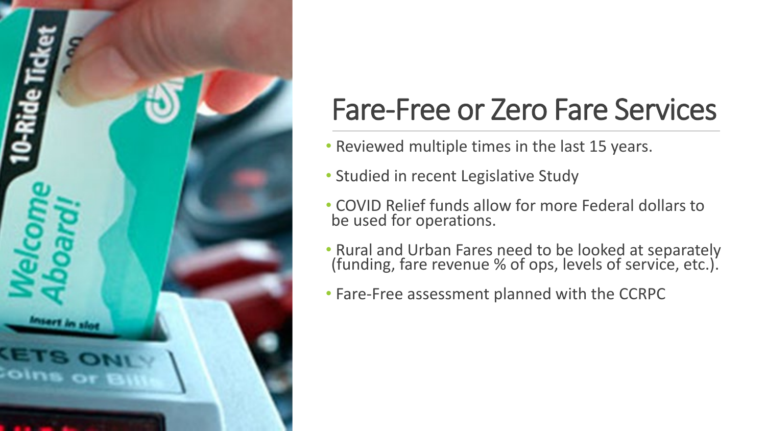# Fare-Free or Zero Fare Services

- Reviewed multiple times in the last 15 years.
- Studied in recent Legislative Study
- COVID Relief funds allow for more Federal dollars to be used for operations.
- Rural and Urban Fares need to be looked at separately (funding, fare revenue % of ops, levels of service, etc.).
- Fare-Free assessment planned with the CCRPC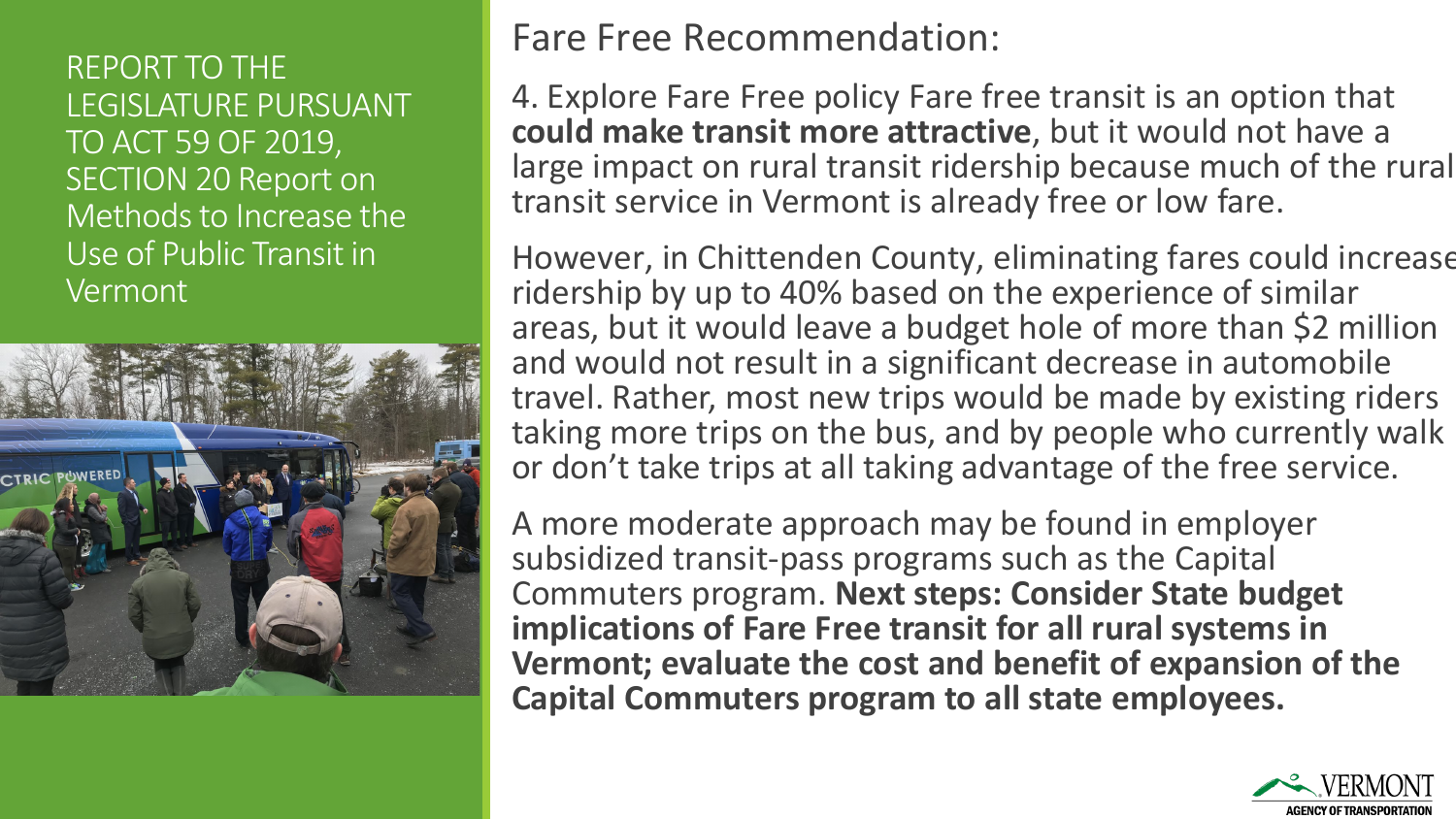REPORT TO THE LEGISLATURE PURSUANT TO ACT 59 OF 2019, SECTION 20 Report on Methods to Increase the Use of Public Transit in Vermont

## Fare Free Recommendation:

4. Explore Fare Free policy Fare free transit is an option that **could make transit more attractive**, but it would not have a large impact on rural transit ridership because much of the rural transit service in Vermont is already free or low fare.

However, in Chittenden County, eliminating fares could increase ridership by up to 40% based on the experience of similar areas, but it would leave a budget hole of more than $2 million and would not result in a significant decrease in automobile travel. Rather, most new trips would be made by existing riders taking more trips on the bus, and by people who currently walk or don't take trips at all taking advantage of the free service.

A more moderate approach may be found in employer subsidized transit-pass programs such as the Capital Commuters program. **Next steps: Consider State budget implications of Fare Free transit for all rural systems in Vermont; evaluate the cost and benefit of expansion of the Capital Commuters program to all state employees.**

VERMONT AGENCY OF TRANSPORTATION